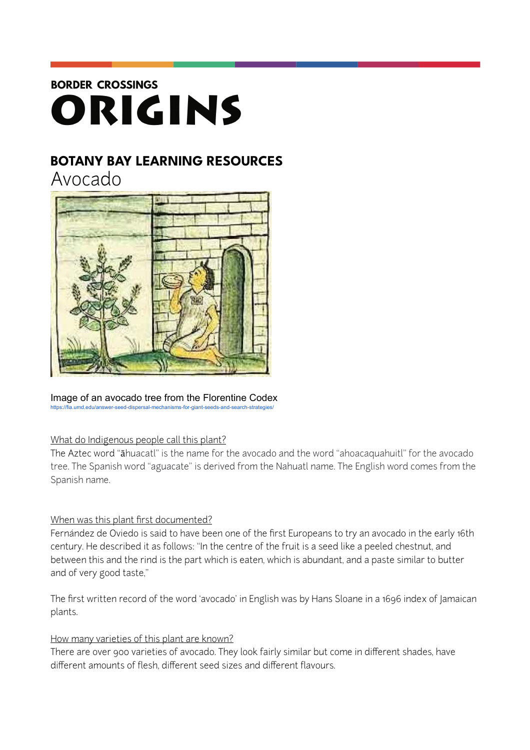BORDER CROSSINGS

# ORIGINS

## BOTANY BAY LEARNING RESOURCES

# Avocado

Image of an avocado tree from the Florentine Codex
https://fia.umd.edu/answer-seed-dispersal-mechanisms-for-giant-seeds-and-search-strategies/

What do Indigenous people call this plant?

The Aztec word "āhuacatl" is the name for the avocado and the word "ahoacaquahuitl" for the avocado tree. The Spanish word "aguacate" is derived from the Nahuatl name. The English word comes from the Spanish name.

When was this plant first documented?

Fernández de Oviedo is said to have been one of the first Europeans to try an avocado in the early 16th century. He described it as follows: "In the centre of the fruit is a seed like a peeled chestnut, and between this and the rind is the part which is eaten, which is abundant, and a paste similar to butter and of very good taste,"

The first written record of the word 'avocado' in English was by Hans Sloane in a 1696 index of Jamaican plants.

How many varieties of this plant are known?

There are over 900 varieties of avocado. They look fairly similar but come in different shades, have different amounts of flesh, different seed sizes and different flavours.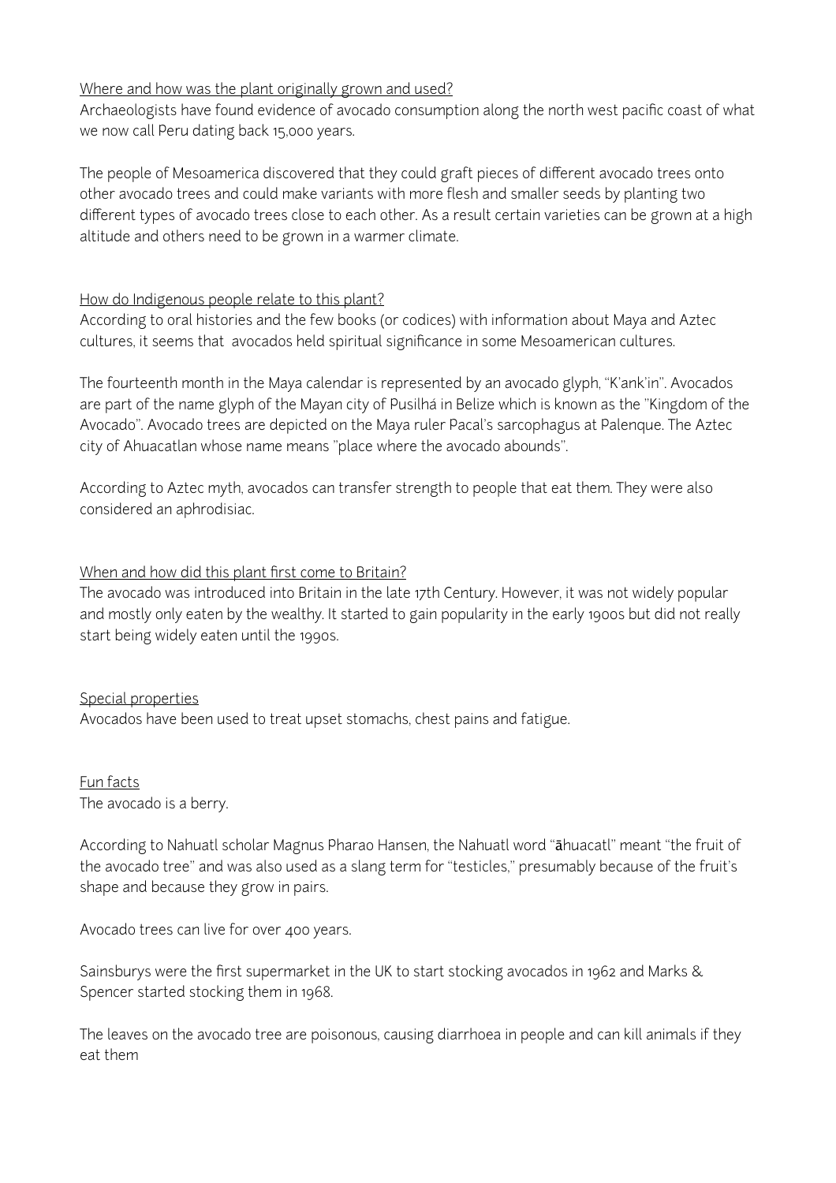## Where and how was the plant originally grown and used?

Archaeologists have found evidence of avocado consumption along the north west pacific coast of what we now call Peru dating back 15,000 years.

The people of Mesoamerica discovered that they could graft pieces of different avocado trees onto other avocado trees and could make variants with more flesh and smaller seeds by planting two different types of avocado trees close to each other. As a result certain varieties can be grown at a high altitude and others need to be grown in a warmer climate.

## How do Indigenous people relate to this plant?

According to oral histories and the few books (or codices) with information about Maya and Aztec cultures, it seems that avocados held spiritual significance in some Mesoamerican cultures.

The fourteenth month in the Maya calendar is represented by an avocado glyph, "K'ank'in". Avocados are part of the name glyph of the Mayan city of Pusilhá in Belize which is known as the "Kingdom of the Avocado". Avocado trees are depicted on the Maya ruler Pacal's sarcophagus at Palenque. The Aztec city of Ahuacatlan whose name means "place where the avocado abounds".

According to Aztec myth, avocados can transfer strength to people that eat them. They were also considered an aphrodisiac.

## When and how did this plant first come to Britain?

The avocado was introduced into Britain in the late 17th Century. However, it was not widely popular and mostly only eaten by the wealthy. It started to gain popularity in the early 1900s but did not really start being widely eaten until the 1990s.

## Special properties

Avocados have been used to treat upset stomachs, chest pains and fatigue.

## Fun facts

The avocado is a berry.

According to Nahuatl scholar Magnus Pharao Hansen, the Nahuatl word "āhuacatl" meant "the fruit of the avocado tree" and was also used as a slang term for "testicles," presumably because of the fruit's shape and because they grow in pairs.

Avocado trees can live for over 400 years.

Sainsburys were the first supermarket in the UK to start stocking avocados in 1962 and Marks & Spencer started stocking them in 1968.

The leaves on the avocado tree are poisonous, causing diarrhoea in people and can kill animals if they eat them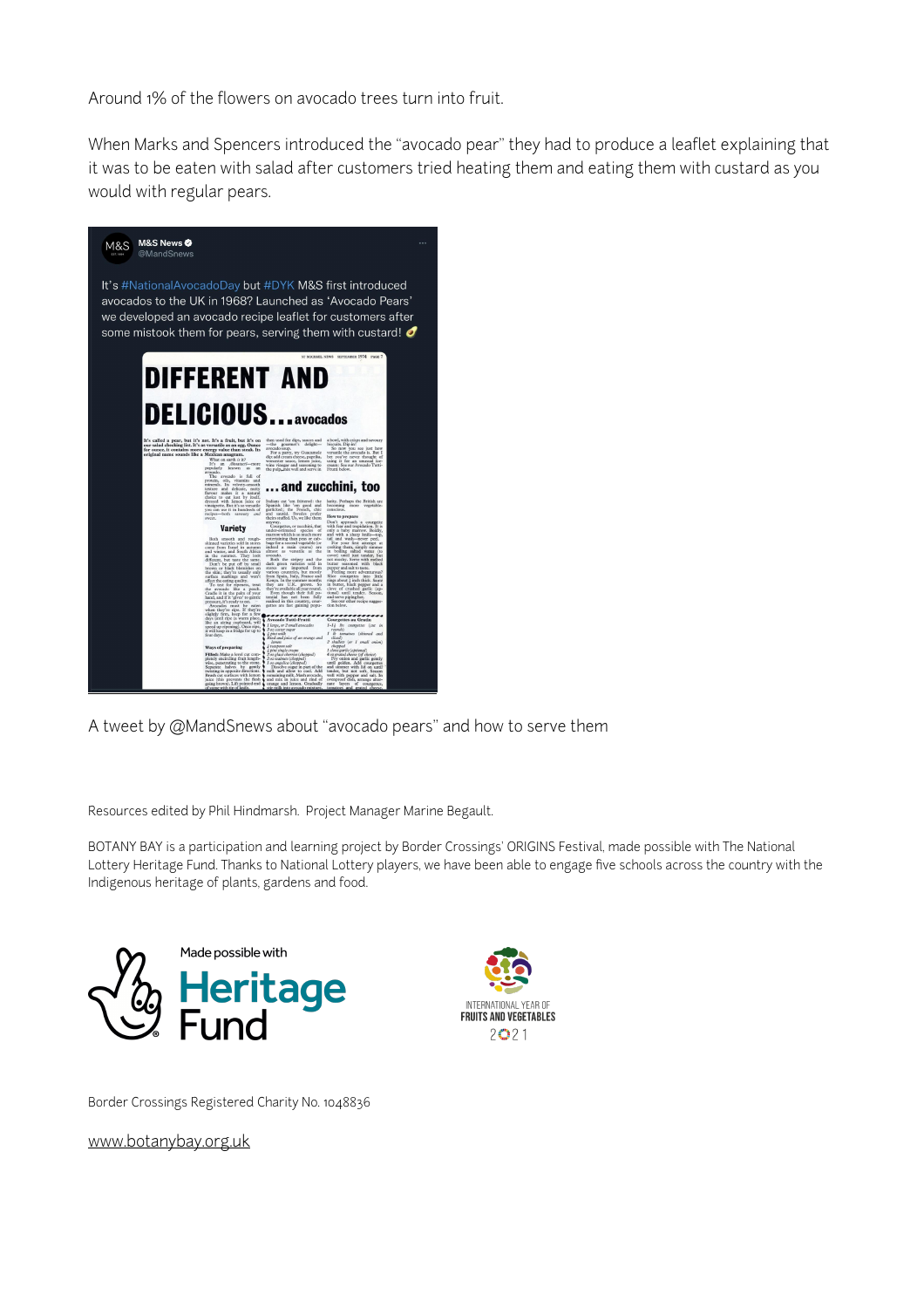Around 1% of the flowers on avocado trees turn into fruit.

When Marks and Spencers introduced the "avocado pear" they had to produce a leaflet explaining that it was to be eaten with salad after customers tried heating them and eating them with custard as you would with regular pears.

M&S News
@MandSnews

It's #NationalAvocadoDay but #DYK M&S first introduced avocados to the UK in 1968? Launched as 'Avocado Pears' we developed an avocado recipe leaflet for customers after some mistook them for pears, serving them with custard! 🥑

DIFFERENT AND DELICIOUS...avocados

...and zucchini, too

A tweet by @MandSnews about "avocado pears" and how to serve them

Resources edited by Phil Hindmarsh. Project Manager Marine Begault.

BOTANY BAY is a participation and learning project by Border Crossings' ORIGINS Festival, made possible with The National Lottery Heritage Fund. Thanks to National Lottery players, we have been able to engage five schools across the country with the Indigenous heritage of plants, gardens and food.

Made possible with Heritage Fund

INTERNATIONAL YEAR OF FRUITS AND VEGETABLES 2021

Border Crossings Registered Charity No. 1048836

www.botanybay.org.uk